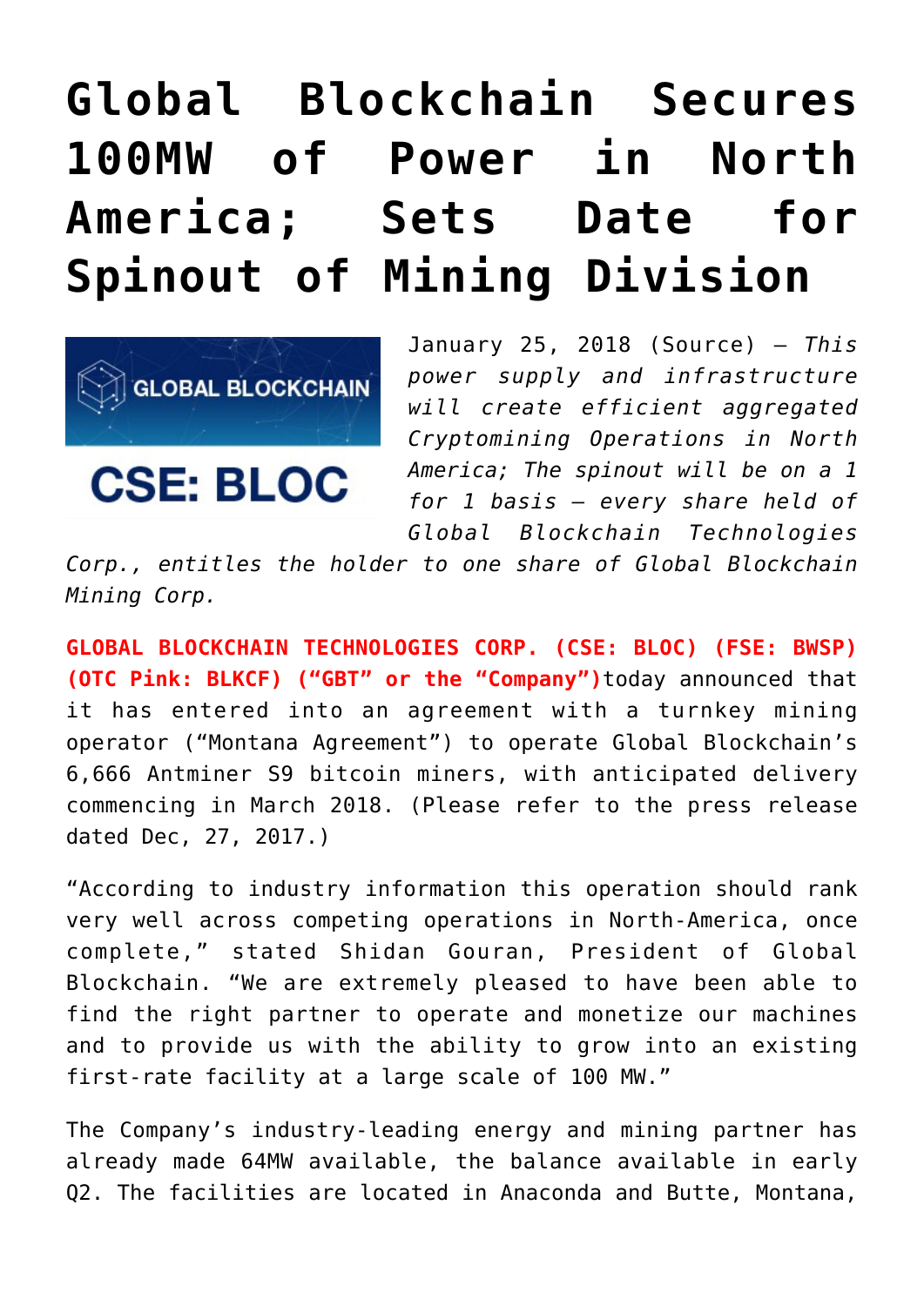# Global Blockchain Secures 100MW of Power in North America; Sets Date for Spinout of Mining Division

January 25, 2018 (Source) — *This power supply and infrastructure will create efficient aggregated Cryptomining Operations in North America; The spinout will be on a 1 for 1 basis — every share held of Global Blockchain Technologies Corp., entitles the holder to one share of Global Blockchain Mining Corp.*

**GLOBAL BLOCKCHAIN TECHNOLOGIES CORP. (CSE: BLOC) (FSE: BWSP) (OTC Pink: BLKCF) ("GBT" or the "Company")** today announced that it has entered into an agreement with a turnkey mining operator ("Montana Agreement") to operate Global Blockchain's 6,666 Antminer S9 bitcoin miners, with anticipated delivery commencing in March 2018. (Please refer to the press release dated Dec, 27, 2017.)

"According to industry information this operation should rank very well across competing operations in North-America, once complete," stated Shidan Gouran, President of Global Blockchain. "We are extremely pleased to have been able to find the right partner to operate and monetize our machines and to provide us with the ability to grow into an existing first-rate facility at a large scale of 100 MW."

The Company's industry-leading energy and mining partner has already made 64MW available, the balance available in early Q2. The facilities are located in Anaconda and Butte, Montana,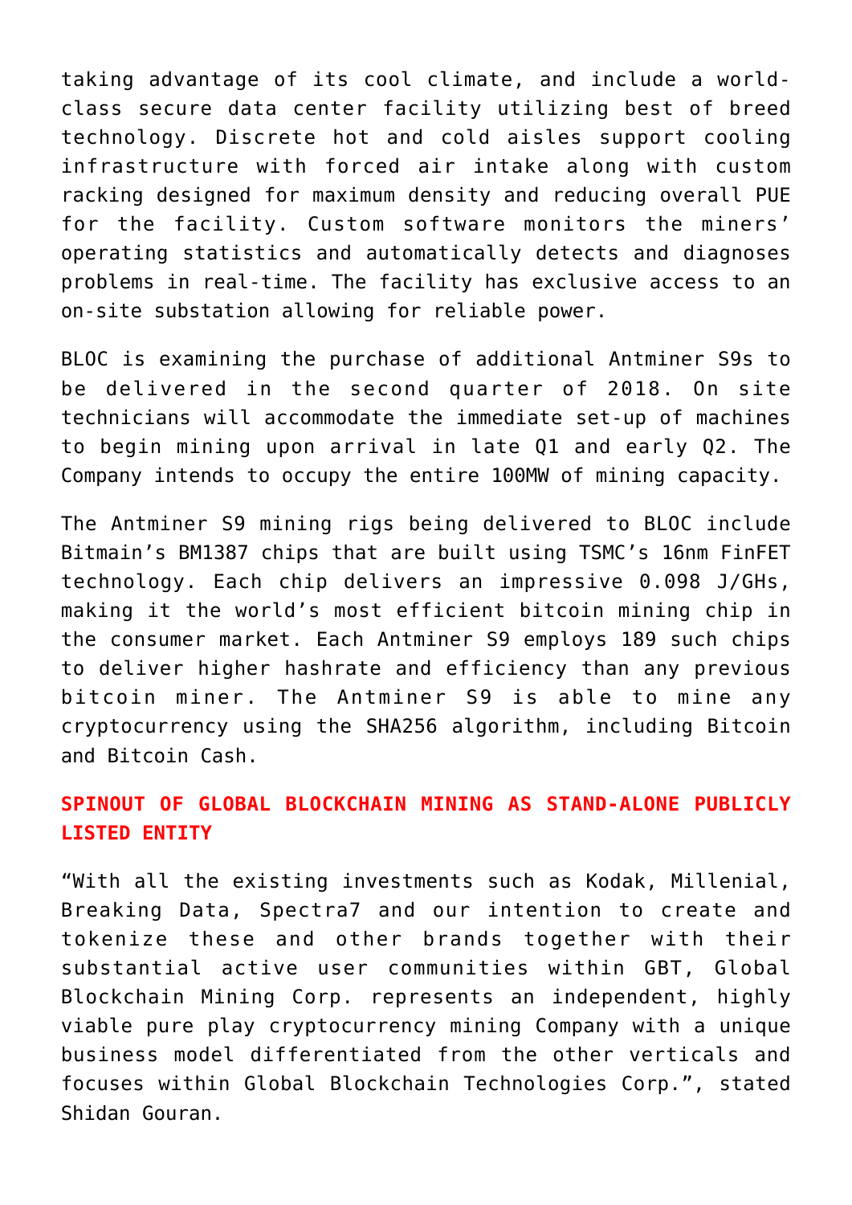taking advantage of its cool climate, and include a world-class secure data center facility utilizing best of breed technology. Discrete hot and cold aisles support cooling infrastructure with forced air intake along with custom racking designed for maximum density and reducing overall PUE for the facility. Custom software monitors the miners' operating statistics and automatically detects and diagnoses problems in real-time. The facility has exclusive access to an on-site substation allowing for reliable power.

BLOC is examining the purchase of additional Antminer S9s to be delivered in the second quarter of 2018. On site technicians will accommodate the immediate set-up of machines to begin mining upon arrival in late Q1 and early Q2. The Company intends to occupy the entire 100MW of mining capacity.

The Antminer S9 mining rigs being delivered to BLOC include Bitmain's BM1387 chips that are built using TSMC's 16nm FinFET technology. Each chip delivers an impressive 0.098 J/GHs, making it the world's most efficient bitcoin mining chip in the consumer market. Each Antminer S9 employs 189 such chips to deliver higher hashrate and efficiency than any previous bitcoin miner. The Antminer S9 is able to mine any cryptocurrency using the SHA256 algorithm, including Bitcoin and Bitcoin Cash.

## SPINOUT OF GLOBAL BLOCKCHAIN MINING AS STAND-ALONE PUBLICLY LISTED ENTITY

"With all the existing investments such as Kodak, Millenial, Breaking Data, Spectra7 and our intention to create and tokenize these and other brands together with their substantial active user communities within GBT, Global Blockchain Mining Corp. represents an independent, highly viable pure play cryptocurrency mining Company with a unique business model differentiated from the other verticals and focuses within Global Blockchain Technologies Corp.", stated Shidan Gouran.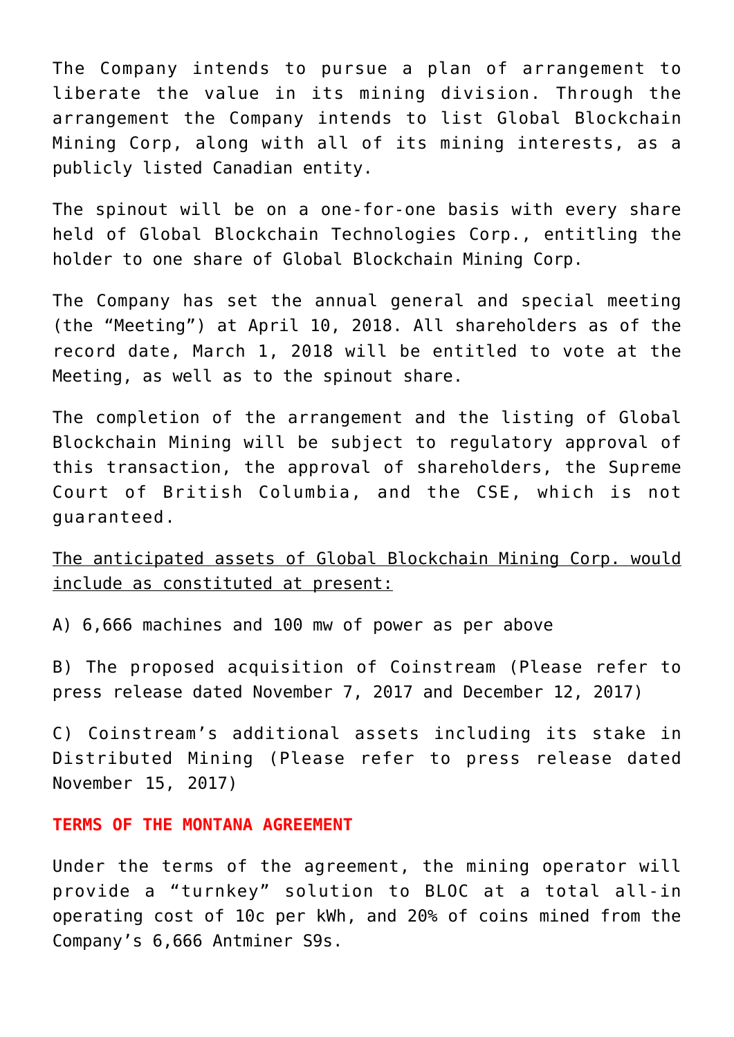The Company intends to pursue a plan of arrangement to liberate the value in its mining division. Through the arrangement the Company intends to list Global Blockchain Mining Corp, along with all of its mining interests, as a publicly listed Canadian entity.

The spinout will be on a one-for-one basis with every share held of Global Blockchain Technologies Corp., entitling the holder to one share of Global Blockchain Mining Corp.

The Company has set the annual general and special meeting (the "Meeting") at April 10, 2018. All shareholders as of the record date, March 1, 2018 will be entitled to vote at the Meeting, as well as to the spinout share.

The completion of the arrangement and the listing of Global Blockchain Mining will be subject to regulatory approval of this transaction, the approval of shareholders, the Supreme Court of British Columbia, and the CSE, which is not guaranteed.

<u>The anticipated assets of Global Blockchain Mining Corp. would include as constituted at present:</u>

A) 6,666 machines and 100 mw of power as per above

B) The proposed acquisition of Coinstream (Please refer to press release dated November 7, 2017 and December 12, 2017)

C) Coinstream's additional assets including its stake in Distributed Mining (Please refer to press release dated November 15, 2017)

**TERMS OF THE MONTANA AGREEMENT**

Under the terms of the agreement, the mining operator will provide a "turnkey" solution to BLOC at a total all-in operating cost of 10c per kWh, and 20% of coins mined from the Company's 6,666 Antminer S9s.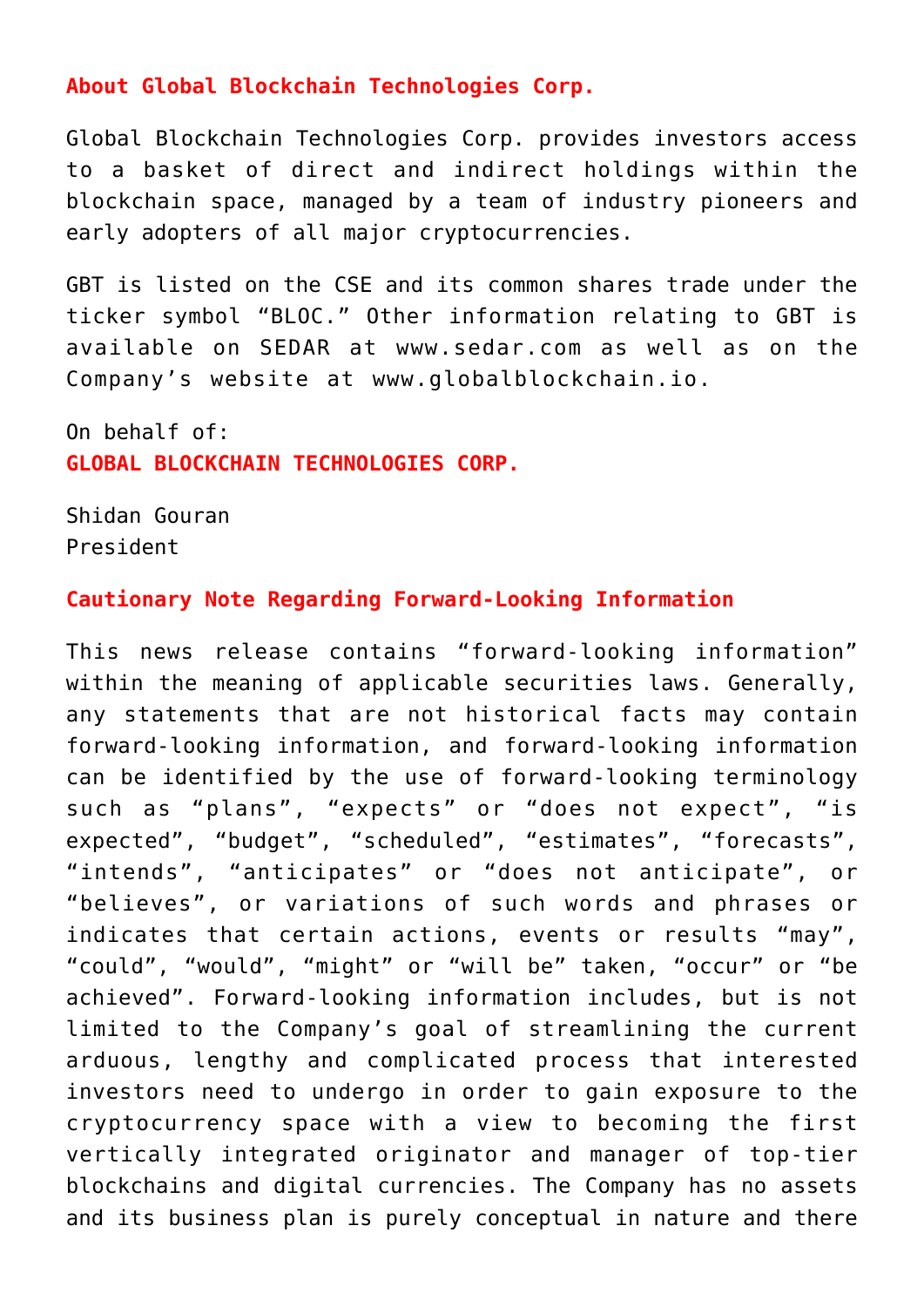## About Global Blockchain Technologies Corp.

Global Blockchain Technologies Corp. provides investors access to a basket of direct and indirect holdings within the blockchain space, managed by a team of industry pioneers and early adopters of all major cryptocurrencies.

GBT is listed on the CSE and its common shares trade under the ticker symbol "BLOC." Other information relating to GBT is available on SEDAR at www.sedar.com as well as on the Company's website at www.globalblockchain.io.

On behalf of:
**GLOBAL BLOCKCHAIN TECHNOLOGIES CORP.**

Shidan Gouran
President

## Cautionary Note Regarding Forward-Looking Information

This news release contains "forward-looking information" within the meaning of applicable securities laws. Generally, any statements that are not historical facts may contain forward-looking information, and forward-looking information can be identified by the use of forward-looking terminology such as "plans", "expects" or "does not expect", "is expected", "budget", "scheduled", "estimates", "forecasts", "intends", "anticipates" or "does not anticipate", or "believes", or variations of such words and phrases or indicates that certain actions, events or results "may", "could", "would", "might" or "will be" taken, "occur" or "be achieved". Forward-looking information includes, but is not limited to the Company's goal of streamlining the current arduous, lengthy and complicated process that interested investors need to undergo in order to gain exposure to the cryptocurrency space with a view to becoming the first vertically integrated originator and manager of top-tier blockchains and digital currencies. The Company has no assets and its business plan is purely conceptual in nature and there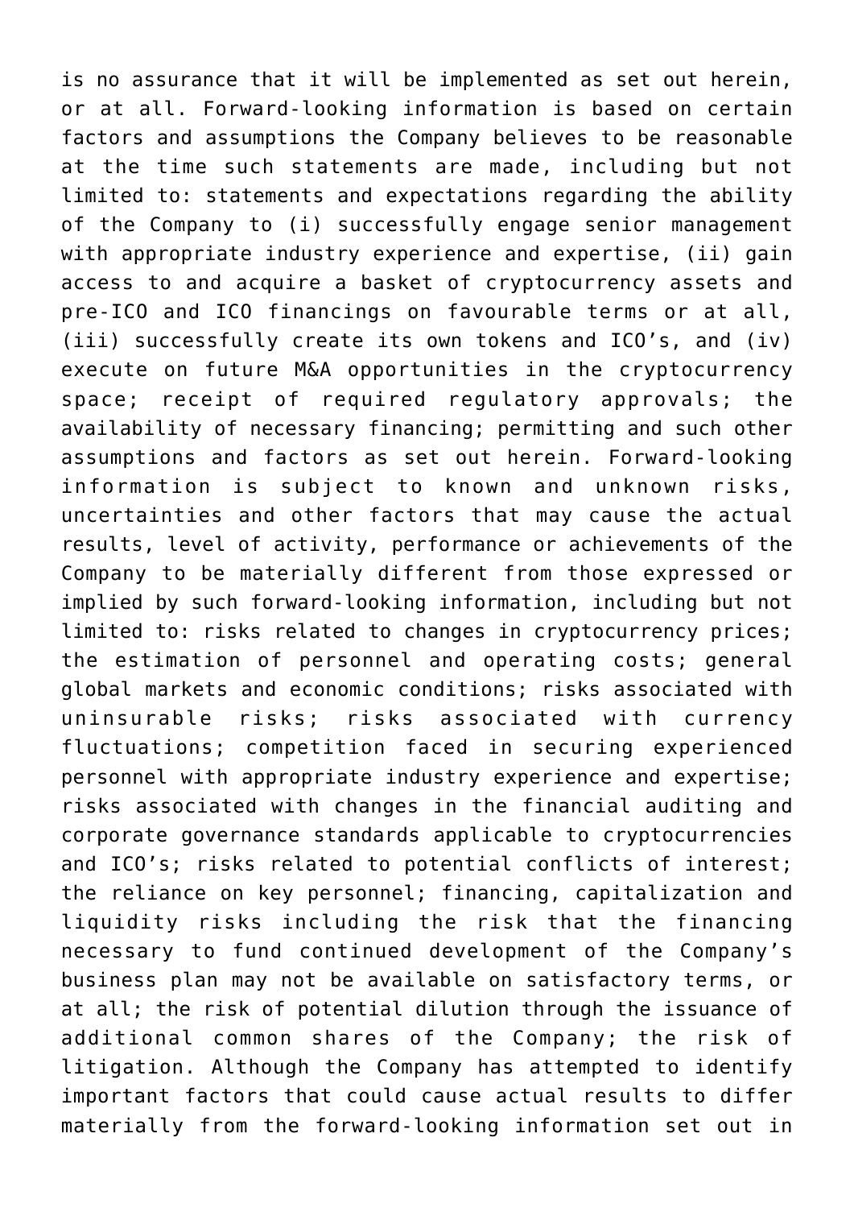is no assurance that it will be implemented as set out herein, or at all. Forward-looking information is based on certain factors and assumptions the Company believes to be reasonable at the time such statements are made, including but not limited to: statements and expectations regarding the ability of the Company to (i) successfully engage senior management with appropriate industry experience and expertise, (ii) gain access to and acquire a basket of cryptocurrency assets and pre-ICO and ICO financings on favourable terms or at all, (iii) successfully create its own tokens and ICO's, and (iv) execute on future M&A opportunities in the cryptocurrency space; receipt of required regulatory approvals; the availability of necessary financing; permitting and such other assumptions and factors as set out herein. Forward-looking information is subject to known and unknown risks, uncertainties and other factors that may cause the actual results, level of activity, performance or achievements of the Company to be materially different from those expressed or implied by such forward-looking information, including but not limited to: risks related to changes in cryptocurrency prices; the estimation of personnel and operating costs; general global markets and economic conditions; risks associated with uninsurable risks; risks associated with currency fluctuations; competition faced in securing experienced personnel with appropriate industry experience and expertise; risks associated with changes in the financial auditing and corporate governance standards applicable to cryptocurrencies and ICO's; risks related to potential conflicts of interest; the reliance on key personnel; financing, capitalization and liquidity risks including the risk that the financing necessary to fund continued development of the Company's business plan may not be available on satisfactory terms, or at all; the risk of potential dilution through the issuance of additional common shares of the Company; the risk of litigation. Although the Company has attempted to identify important factors that could cause actual results to differ materially from the forward-looking information set out in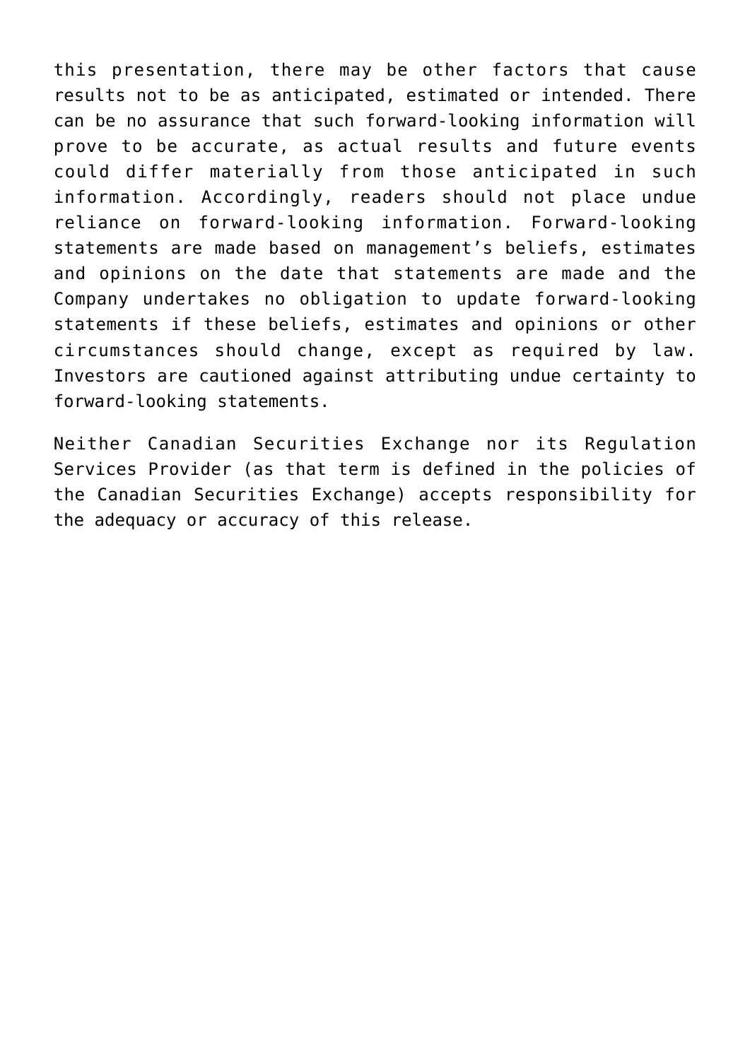this presentation, there may be other factors that cause results not to be as anticipated, estimated or intended. There can be no assurance that such forward-looking information will prove to be accurate, as actual results and future events could differ materially from those anticipated in such information. Accordingly, readers should not place undue reliance on forward-looking information. Forward-looking statements are made based on management's beliefs, estimates and opinions on the date that statements are made and the Company undertakes no obligation to update forward-looking statements if these beliefs, estimates and opinions or other circumstances should change, except as required by law. Investors are cautioned against attributing undue certainty to forward-looking statements.

Neither Canadian Securities Exchange nor its Regulation Services Provider (as that term is defined in the policies of the Canadian Securities Exchange) accepts responsibility for the adequacy or accuracy of this release.